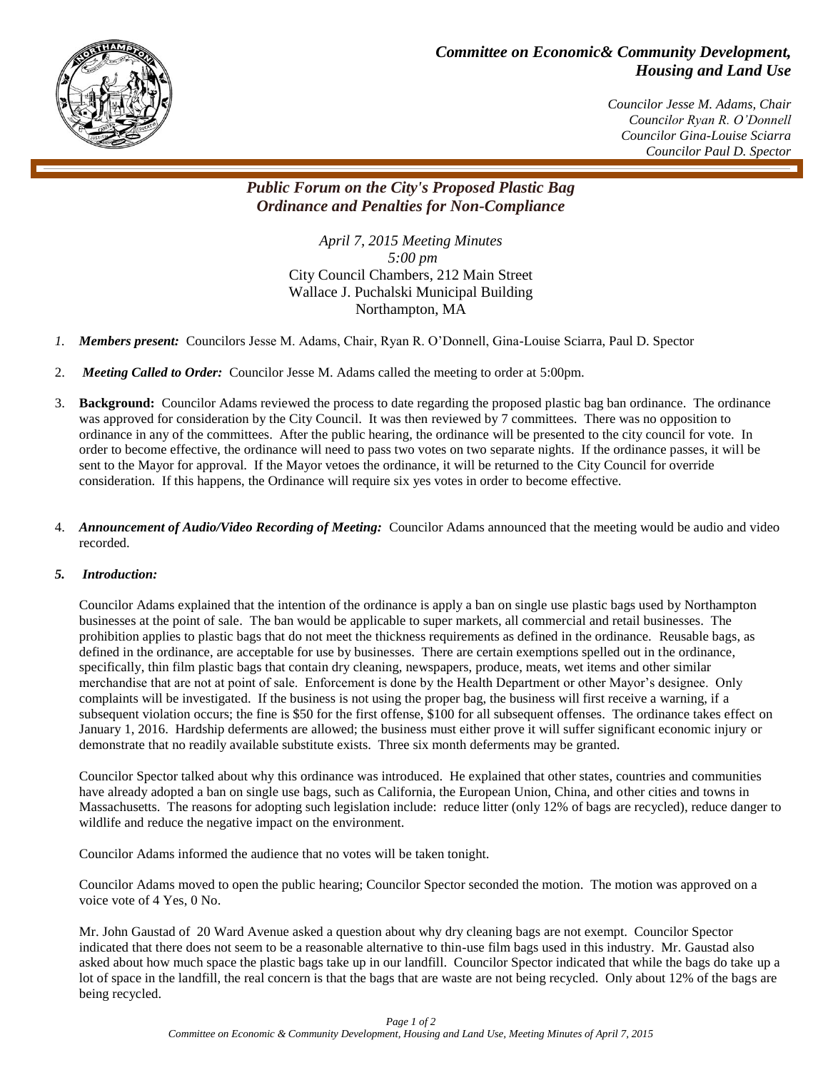## *Committee on Economic& Community Development, Housing and Land Use*

*Councilor Jesse M. Adams, Chair*
*Councilor Ryan R. O'Donnell*
*Councilor Gina-Louise Sciarra*
*Councilor Paul D. Spector*

# *Public Forum on the City's Proposed Plastic Bag Ordinance and Penalties for Non-Compliance*

*April 7, 2015 Meeting Minutes*
*5:00 pm*
City Council Chambers, 212 Main Street
Wallace J. Puchalski Municipal Building
Northampton, MA

1. ***Members present:*** Councilors Jesse M. Adams, Chair, Ryan R. O'Donnell, Gina-Louise Sciarra, Paul D. Spector

2. ***Meeting Called to Order:*** Councilor Jesse M. Adams called the meeting to order at 5:00pm.

3. **Background:** Councilor Adams reviewed the process to date regarding the proposed plastic bag ban ordinance. The ordinance was approved for consideration by the City Council. It was then reviewed by 7 committees. There was no opposition to ordinance in any of the committees. After the public hearing, the ordinance will be presented to the city council for vote. In order to become effective, the ordinance will need to pass two votes on two separate nights. If the ordinance passes, it will be sent to the Mayor for approval. If the Mayor vetoes the ordinance, it will be returned to the City Council for override consideration. If this happens, the Ordinance will require six yes votes in order to become effective.

4. ***Announcement of Audio/Video Recording of Meeting:*** Councilor Adams announced that the meeting would be audio and video recorded.

5. ***Introduction:***

Councilor Adams explained that the intention of the ordinance is apply a ban on single use plastic bags used by Northampton businesses at the point of sale. The ban would be applicable to super markets, all commercial and retail businesses. The prohibition applies to plastic bags that do not meet the thickness requirements as defined in the ordinance. Reusable bags, as defined in the ordinance, are acceptable for use by businesses. There are certain exemptions spelled out in the ordinance, specifically, thin film plastic bags that contain dry cleaning, newspapers, produce, meats, wet items and other similar merchandise that are not at point of sale. Enforcement is done by the Health Department or other Mayor's designee. Only complaints will be investigated. If the business is not using the proper bag, the business will first receive a warning, if a subsequent violation occurs; the fine is $50 for the first offense, $100 for all subsequent offenses. The ordinance takes effect on January 1, 2016. Hardship deferments are allowed; the business must either prove it will suffer significant economic injury or demonstrate that no readily available substitute exists. Three six month deferments may be granted.

Councilor Spector talked about why this ordinance was introduced. He explained that other states, countries and communities have already adopted a ban on single use bags, such as California, the European Union, China, and other cities and towns in Massachusetts. The reasons for adopting such legislation include: reduce litter (only 12% of bags are recycled), reduce danger to wildlife and reduce the negative impact on the environment.

Councilor Adams informed the audience that no votes will be taken tonight.

Councilor Adams moved to open the public hearing; Councilor Spector seconded the motion. The motion was approved on a voice vote of 4 Yes, 0 No.

Mr. John Gaustad of 20 Ward Avenue asked a question about why dry cleaning bags are not exempt. Councilor Spector indicated that there does not seem to be a reasonable alternative to thin-use film bags used in this industry. Mr. Gaustad also asked about how much space the plastic bags take up in our landfill. Councilor Spector indicated that while the bags do take up a lot of space in the landfill, the real concern is that the bags that are waste are not being recycled. Only about 12% of the bags are being recycled.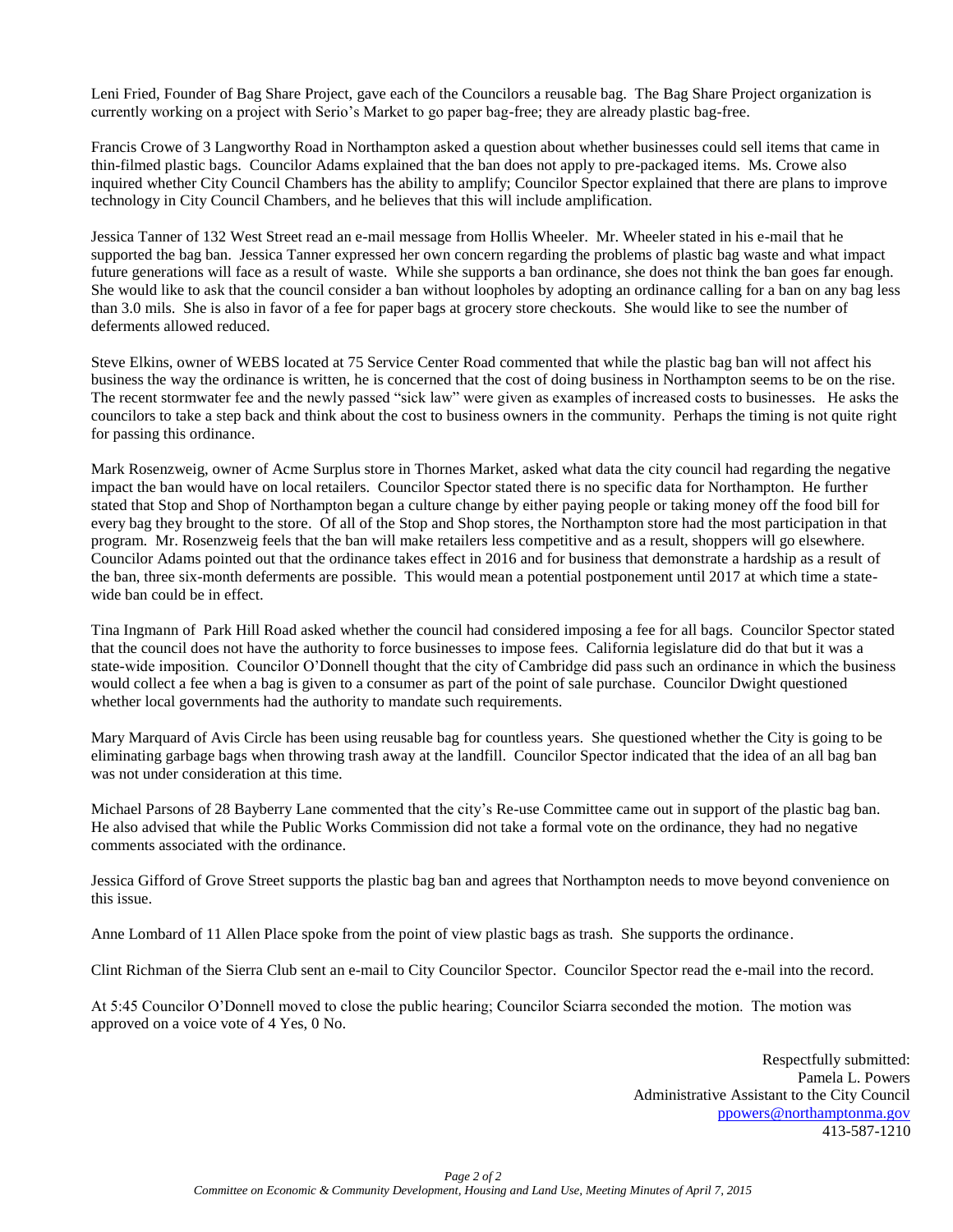Leni Fried, Founder of Bag Share Project, gave each of the Councilors a reusable bag. The Bag Share Project organization is currently working on a project with Serio's Market to go paper bag-free; they are already plastic bag-free.

Francis Crowe of 3 Langworthy Road in Northampton asked a question about whether businesses could sell items that came in thin-filmed plastic bags. Councilor Adams explained that the ban does not apply to pre-packaged items. Ms. Crowe also inquired whether City Council Chambers has the ability to amplify; Councilor Spector explained that there are plans to improve technology in City Council Chambers, and he believes that this will include amplification.

Jessica Tanner of 132 West Street read an e-mail message from Hollis Wheeler. Mr. Wheeler stated in his e-mail that he supported the bag ban. Jessica Tanner expressed her own concern regarding the problems of plastic bag waste and what impact future generations will face as a result of waste. While she supports a ban ordinance, she does not think the ban goes far enough. She would like to ask that the council consider a ban without loopholes by adopting an ordinance calling for a ban on any bag less than 3.0 mils. She is also in favor of a fee for paper bags at grocery store checkouts. She would like to see the number of deferments allowed reduced.

Steve Elkins, owner of WEBS located at 75 Service Center Road commented that while the plastic bag ban will not affect his business the way the ordinance is written, he is concerned that the cost of doing business in Northampton seems to be on the rise. The recent stormwater fee and the newly passed "sick law" were given as examples of increased costs to businesses. He asks the councilors to take a step back and think about the cost to business owners in the community. Perhaps the timing is not quite right for passing this ordinance.

Mark Rosenzweig, owner of Acme Surplus store in Thornes Market, asked what data the city council had regarding the negative impact the ban would have on local retailers. Councilor Spector stated there is no specific data for Northampton. He further stated that Stop and Shop of Northampton began a culture change by either paying people or taking money off the food bill for every bag they brought to the store. Of all of the Stop and Shop stores, the Northampton store had the most participation in that program. Mr. Rosenzweig feels that the ban will make retailers less competitive and as a result, shoppers will go elsewhere. Councilor Adams pointed out that the ordinance takes effect in 2016 and for business that demonstrate a hardship as a result of the ban, three six-month deferments are possible. This would mean a potential postponement until 2017 at which time a state-wide ban could be in effect.

Tina Ingmann of Park Hill Road asked whether the council had considered imposing a fee for all bags. Councilor Spector stated that the council does not have the authority to force businesses to impose fees. California legislature did do that but it was a state-wide imposition. Councilor O'Donnell thought that the city of Cambridge did pass such an ordinance in which the business would collect a fee when a bag is given to a consumer as part of the point of sale purchase. Councilor Dwight questioned whether local governments had the authority to mandate such requirements.

Mary Marquard of Avis Circle has been using reusable bag for countless years. She questioned whether the City is going to be eliminating garbage bags when throwing trash away at the landfill. Councilor Spector indicated that the idea of an all bag ban was not under consideration at this time.

Michael Parsons of 28 Bayberry Lane commented that the city's Re-use Committee came out in support of the plastic bag ban. He also advised that while the Public Works Commission did not take a formal vote on the ordinance, they had no negative comments associated with the ordinance.

Jessica Gifford of Grove Street supports the plastic bag ban and agrees that Northampton needs to move beyond convenience on this issue.

Anne Lombard of 11 Allen Place spoke from the point of view plastic bags as trash. She supports the ordinance.

Clint Richman of the Sierra Club sent an e-mail to City Councilor Spector. Councilor Spector read the e-mail into the record.

At 5:45 Councilor O'Donnell moved to close the public hearing; Councilor Sciarra seconded the motion. The motion was approved on a voice vote of 4 Yes, 0 No.

Respectfully submitted:
Pamela L. Powers
Administrative Assistant to the City Council
ppowers@northamptonma.gov
413-587-1210